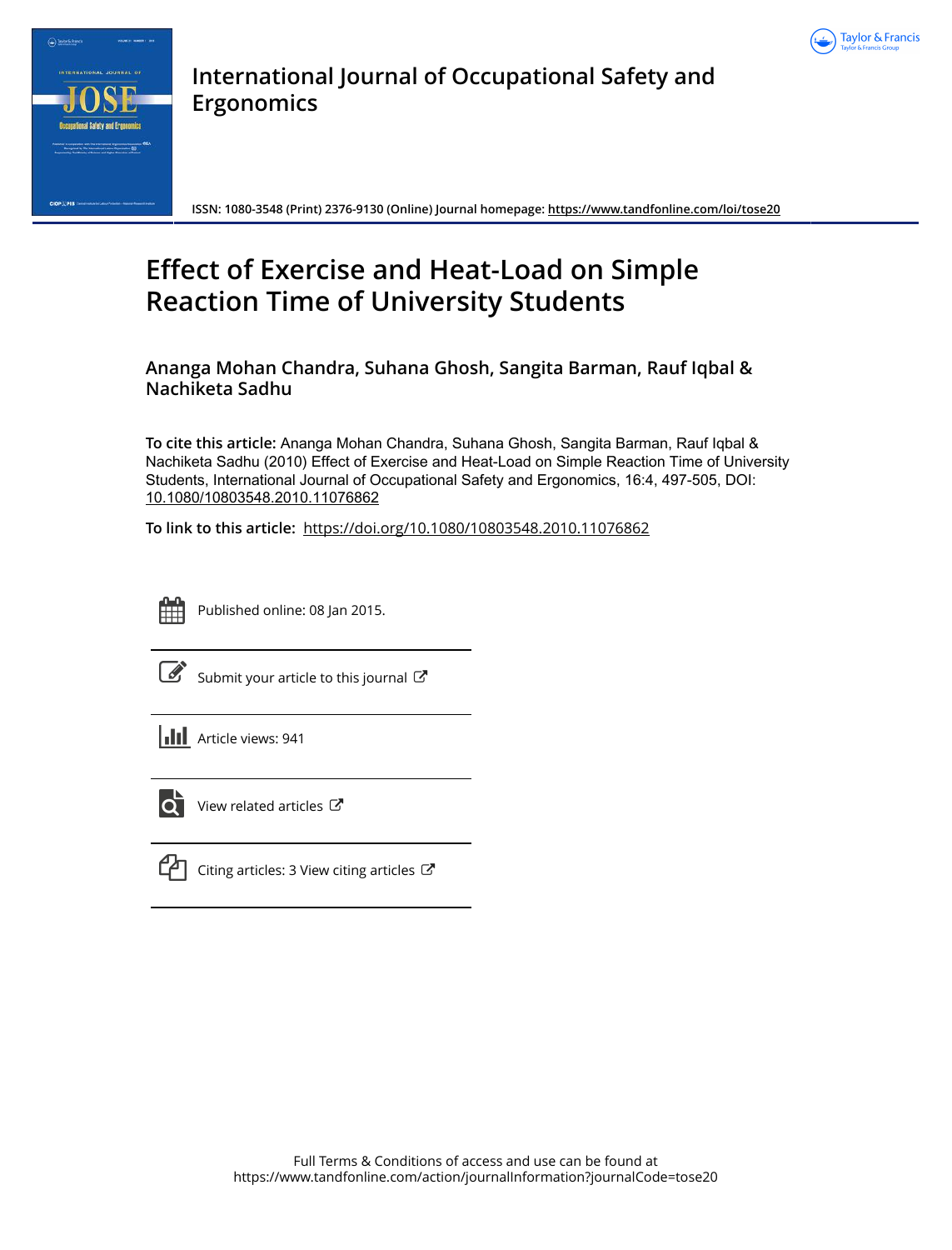International Journal of Occupational Safety and Ergonomics

ISSN: 1080-3548 (Print) 2376-9130 (Online) Journal homepage: https://www.tandfonline.com/loi/tose20

# Effect of Exercise and Heat-Load on Simple Reaction Time of University Students

**Ananga Mohan Chandra, Suhana Ghosh, Sangita Barman, Rauf Iqbal & Nachiketa Sadhu**

**To cite this article:** Ananga Mohan Chandra, Suhana Ghosh, Sangita Barman, Rauf Iqbal & Nachiketa Sadhu (2010) Effect of Exercise and Heat-Load on Simple Reaction Time of University Students, International Journal of Occupational Safety and Ergonomics, 16:4, 497-505, DOI: 10.1080/10803548.2010.11076862

**To link to this article:** https://doi.org/10.1080/10803548.2010.11076862

Published online: 08 Jan 2015.

Submit your article to this journal

Article views: 941

View related articles

Citing articles: 3 View citing articles

Full Terms & Conditions of access and use can be found at https://www.tandfonline.com/action/journalInformation?journalCode=tose20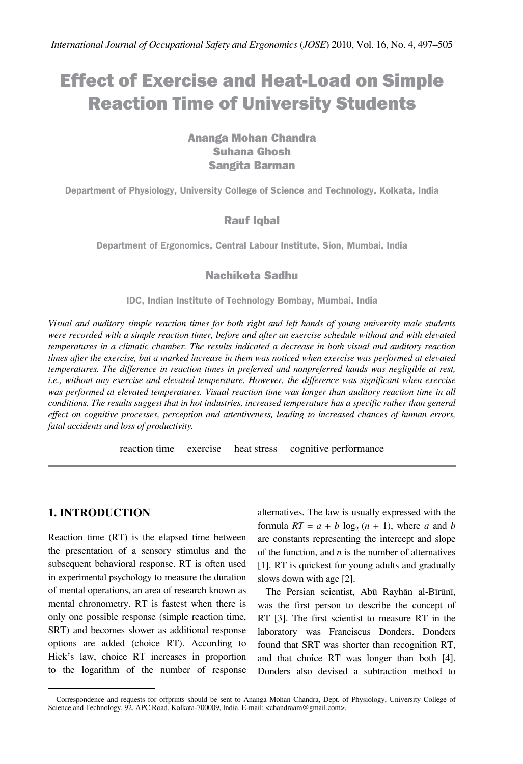# Effect of Exercise and Heat-Load on Simple Reaction Time of University Students

**Ananga Mohan Chandra**
**Suhana Ghosh**
**Sangita Barman**

Department of Physiology, University College of Science and Technology, Kolkata, India

**Rauf Iqbal**

Department of Ergonomics, Central Labour Institute, Sion, Mumbai, India

**Nachiketa Sadhu**

IDC, Indian Institute of Technology Bombay, Mumbai, India

*Visual and auditory simple reaction times for both right and left hands of young university male students were recorded with a simple reaction timer, before and after an exercise schedule without and with elevated temperatures in a climatic chamber. The results indicated a decrease in both visual and auditory reaction times after the exercise, but a marked increase in them was noticed when exercise was performed at elevated temperatures. The difference in reaction times in preferred and nonpreferred hands was negligible at rest, i.e., without any exercise and elevated temperature. However, the difference was significant when exercise was performed at elevated temperatures. Visual reaction time was longer than auditory reaction time in all conditions. The results suggest that in hot industries, increased temperature has a specific rather than general effect on cognitive processes, perception and attentiveness, leading to increased chances of human errors, fatal accidents and loss of productivity.*

reaction time  exercise  heat stress  cognitive performance

## 1. INTRODUCTION

Reaction time (RT) is the elapsed time between the presentation of a sensory stimulus and the subsequent behavioral response. RT is often used in experimental psychology to measure the duration of mental operations, an area of research known as mental chronometry. RT is fastest when there is only one possible response (simple reaction time, SRT) and becomes slower as additional response options are added (choice RT). According to Hick's law, choice RT increases in proportion to the logarithm of the number of response alternatives. The law is usually expressed with the formula $RT = a + b \log_2 (n + 1)$, where $a$ and $b$ are constants representing the intercept and slope of the function, and $n$ is the number of alternatives [1]. RT is quickest for young adults and gradually slows down with age [2].

The Persian scientist, Abū Rayhān al-Bīrūnī, was the first person to describe the concept of RT [3]. The first scientist to measure RT in the laboratory was Franciscus Donders. Donders found that SRT was shorter than recognition RT, and that choice RT was longer than both [4]. Donders also devised a subtraction method to

Correspondence and requests for offprints should be sent to Ananga Mohan Chandra, Dept. of Physiology, University College of Science and Technology, 92, APC Road, Kolkata-700009, India. E-mail: <chandraam@gmail.com>.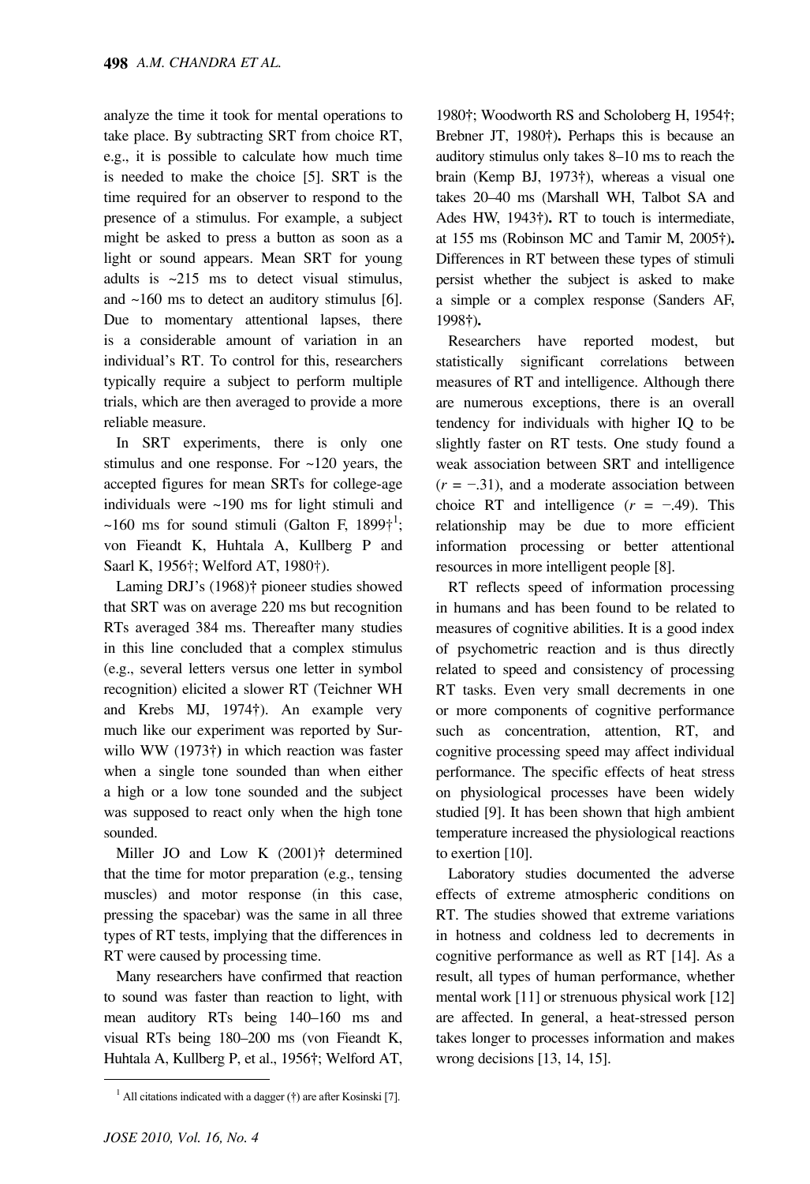analyze the time it took for mental operations to take place. By subtracting SRT from choice RT, e.g., it is possible to calculate how much time is needed to make the choice [5]. SRT is the time required for an observer to respond to the presence of a stimulus. For example, a subject might be asked to press a button as soon as a light or sound appears. Mean SRT for young adults is ~215 ms to detect visual stimulus, and ~160 ms to detect an auditory stimulus [6]. Due to momentary attentional lapses, there is a considerable amount of variation in an individual's RT. To control for this, researchers typically require a subject to perform multiple trials, which are then averaged to provide a more reliable measure.

In SRT experiments, there is only one stimulus and one response. For ~120 years, the accepted figures for mean SRTs for college-age individuals were ~190 ms for light stimuli and ~160 ms for sound stimuli (Galton F, 1899†[1]; von Fieandt K, Huhtala A, Kullberg P and Saarl K, 1956†; Welford AT, 1980†).

Laming DRJ's (1968)† pioneer studies showed that SRT was on average 220 ms but recognition RTs averaged 384 ms. Thereafter many studies in this line concluded that a complex stimulus (e.g., several letters versus one letter in symbol recognition) elicited a slower RT (Teichner WH and Krebs MJ, 1974†). An example very much like our experiment was reported by Surwillo WW (1973†) in which reaction was faster when a single tone sounded than when either a high or a low tone sounded and the subject was supposed to react only when the high tone sounded.

Miller JO and Low K (2001)† determined that the time for motor preparation (e.g., tensing muscles) and motor response (in this case, pressing the spacebar) was the same in all three types of RT tests, implying that the differences in RT were caused by processing time.

Many researchers have confirmed that reaction to sound was faster than reaction to light, with mean auditory RTs being 140–160 ms and visual RTs being 180–200 ms (von Fieandt K, Huhtala A, Kullberg P, et al., 1956†; Welford AT, 1980†; Woodworth RS and Scholoberg H, 1954†; Brebner JT, 1980†). Perhaps this is because an auditory stimulus only takes 8–10 ms to reach the brain (Kemp BJ, 1973†), whereas a visual one takes 20–40 ms (Marshall WH, Talbot SA and Ades HW, 1943†). RT to touch is intermediate, at 155 ms (Robinson MC and Tamir M, 2005†). Differences in RT between these types of stimuli persist whether the subject is asked to make a simple or a complex response (Sanders AF, 1998†).

Researchers have reported modest, but statistically significant correlations between measures of RT and intelligence. Although there are numerous exceptions, there is an overall tendency for individuals with higher IQ to be slightly faster on RT tests. One study found a weak association between SRT and intelligence ($r = -.31$), and a moderate association between choice RT and intelligence ($r = -.49$). This relationship may be due to more efficient information processing or better attentional resources in more intelligent people [8].

RT reflects speed of information processing in humans and has been found to be related to measures of cognitive abilities. It is a good index of psychometric reaction and is thus directly related to speed and consistency of processing RT tasks. Even very small decrements in one or more components of cognitive performance such as concentration, attention, RT, and cognitive processing speed may affect individual performance. The specific effects of heat stress on physiological processes have been widely studied [9]. It has been shown that high ambient temperature increased the physiological reactions to exertion [10].

Laboratory studies documented the adverse effects of extreme atmospheric conditions on RT. The studies showed that extreme variations in hotness and coldness led to decrements in cognitive performance as well as RT [14]. As a result, all types of human performance, whether mental work [11] or strenuous physical work [12] are affected. In general, a heat-stressed person takes longer to processes information and makes wrong decisions [13, 14, 15].

[1] All citations indicated with a dagger (†) are after Kosinski [7].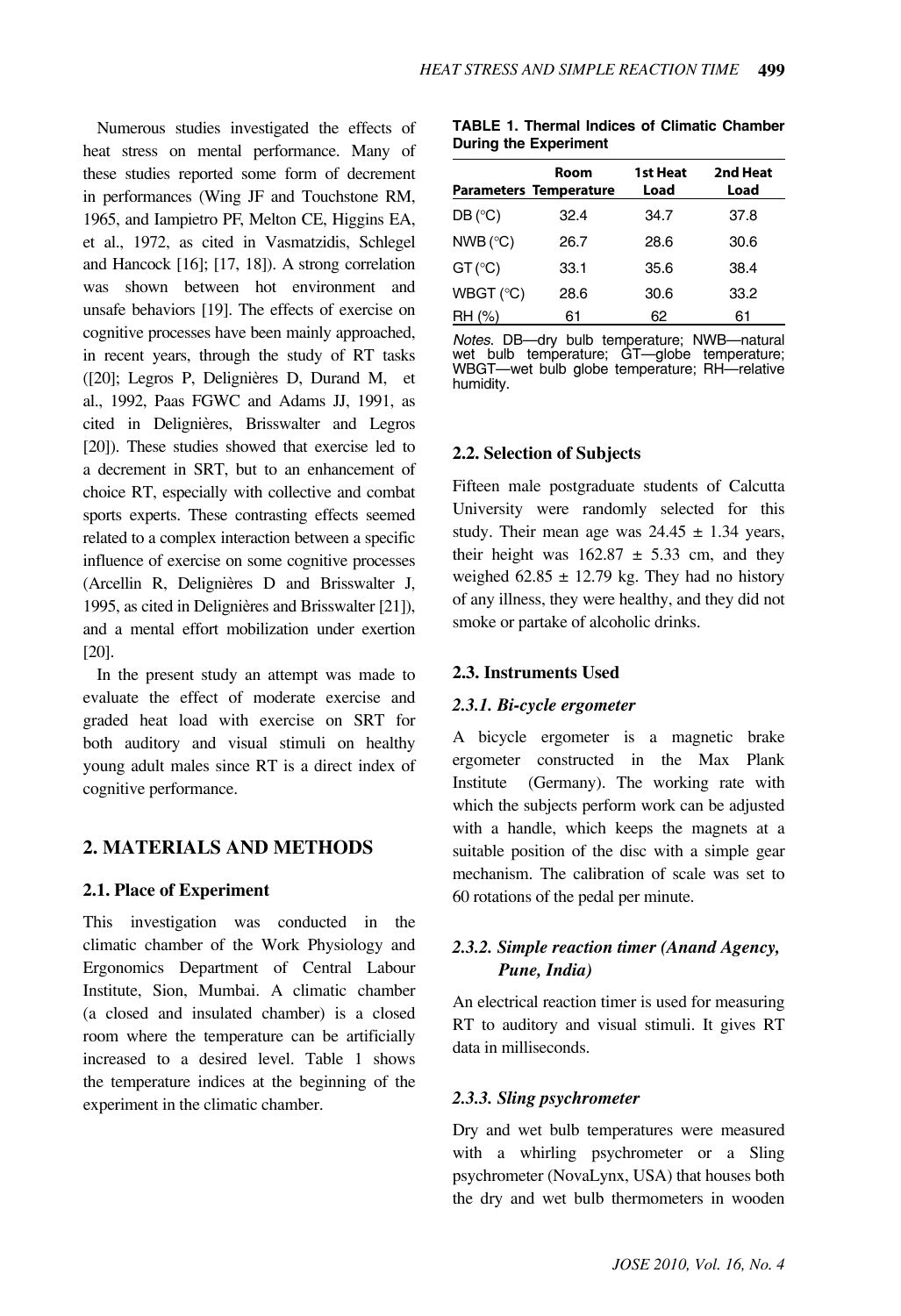Numerous studies investigated the effects of heat stress on mental performance. Many of these studies reported some form of decrement in performances (Wing JF and Touchstone RM, 1965, and Iampietro PF, Melton CE, Higgins EA, et al., 1972, as cited in Vasmatzidis, Schlegel and Hancock [16]; [17, 18]). A strong correlation was shown between hot environment and unsafe behaviors [19]. The effects of exercise on cognitive processes have been mainly approached, in recent years, through the study of RT tasks ([20]; Legros P, Delignières D, Durand M, et al., 1992, Paas FGWC and Adams JJ, 1991, as cited in Delignières, Brisswalter and Legros [20]). These studies showed that exercise led to a decrement in SRT, but to an enhancement of choice RT, especially with collective and combat sports experts. These contrasting effects seemed related to a complex interaction between a specific influence of exercise on some cognitive processes (Arcellin R, Delignières D and Brisswalter J, 1995, as cited in Delignières and Brisswalter [21]), and a mental effort mobilization under exertion [20].

In the present study an attempt was made to evaluate the effect of moderate exercise and graded heat load with exercise on SRT for both auditory and visual stimuli on healthy young adult males since RT is a direct index of cognitive performance.

## 2. MATERIALS AND METHODS

### 2.1. Place of Experiment

This investigation was conducted in the climatic chamber of the Work Physiology and Ergonomics Department of Central Labour Institute, Sion, Mumbai. A climatic chamber (a closed and insulated chamber) is a closed room where the temperature can be artificially increased to a desired level. Table 1 shows the temperature indices at the beginning of the experiment in the climatic chamber.

**TABLE 1. Thermal Indices of Climatic Chamber During the Experiment**

| Parameters | Room Temperature | 1st Heat Load | 2nd Heat Load |
|---|---|---|---|
| DB (°C) | 32.4 | 34.7 | 37.8 |
| NWB (°C) | 26.7 | 28.6 | 30.6 |
| GT (°C) | 33.1 | 35.6 | 38.4 |
| WBGT (°C) | 28.6 | 30.6 | 33.2 |
| RH (%) | 61 | 62 | 61 |

*Notes.* DB—dry bulb temperature; NWB—natural wet bulb temperature; GT—globe temperature; WBGT—wet bulb globe temperature; RH—relative humidity.

### 2.2. Selection of Subjects

Fifteen male postgraduate students of Calcutta University were randomly selected for this study. Their mean age was 24.45 ± 1.34 years, their height was 162.87 ± 5.33 cm, and they weighed 62.85 ± 12.79 kg. They had no history of any illness, they were healthy, and they did not smoke or partake of alcoholic drinks.

### 2.3. Instruments Used

#### *2.3.1. Bi-cycle ergometer*

A bicycle ergometer is a magnetic brake ergometer constructed in the Max Plank Institute (Germany). The working rate with which the subjects perform work can be adjusted with a handle, which keeps the magnets at a suitable position of the disc with a simple gear mechanism. The calibration of scale was set to 60 rotations of the pedal per minute.

#### *2.3.2. Simple reaction timer (Anand Agency, Pune, India)*

An electrical reaction timer is used for measuring RT to auditory and visual stimuli. It gives RT data in milliseconds.

#### *2.3.3. Sling psychrometer*

Dry and wet bulb temperatures were measured with a whirling psychrometer or a Sling psychrometer (NovaLynx, USA) that houses both the dry and wet bulb thermometers in wooden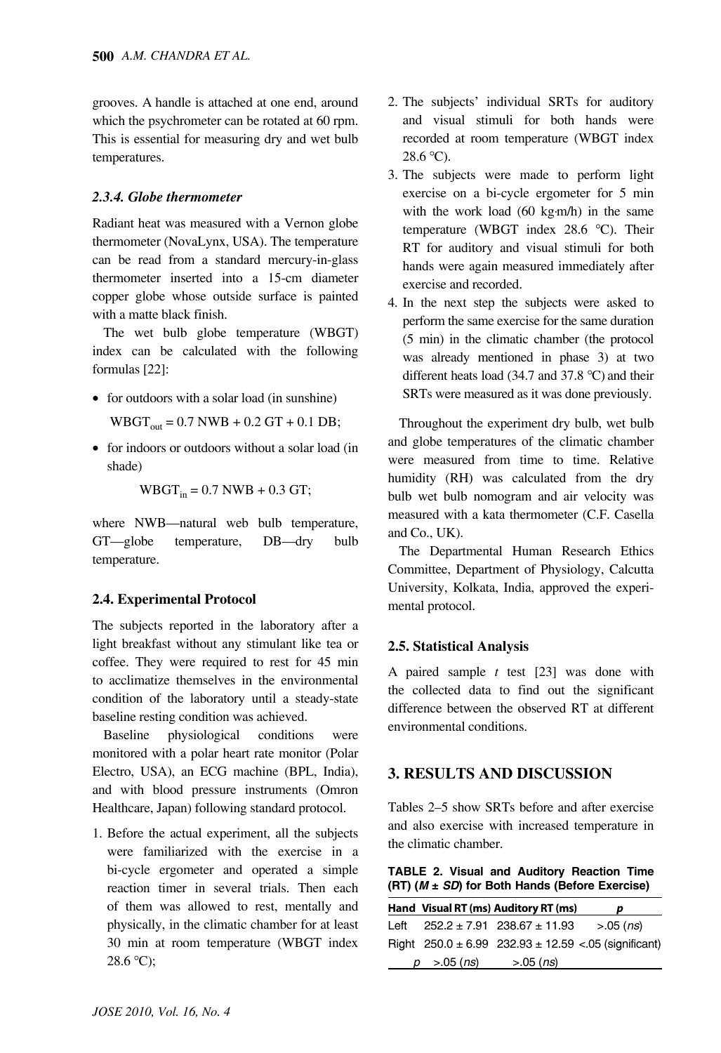grooves. A handle is attached at one end, around which the psychrometer can be rotated at 60 rpm. This is essential for measuring dry and wet bulb temperatures.

### 2.3.4. Globe thermometer

Radiant heat was measured with a Vernon globe thermometer (NovaLynx, USA). The temperature can be read from a standard mercury-in-glass thermometer inserted into a 15-cm diameter copper globe whose outside surface is painted with a matte black finish.

The wet bulb globe temperature (WBGT) index can be calculated with the following formulas [22]:

- for outdoors with a solar load (in sunshine)

  $$WBGT_{out} = 0.7\ NWB + 0.2\ GT + 0.1\ DB;$$

- for indoors or outdoors without a solar load (in shade)

  $$WBGT_{in} = 0.7\ NWB + 0.3\ GT;$$

where NWB—natural web bulb temperature, GT—globe temperature, DB—dry bulb temperature.

## 2.4. Experimental Protocol

The subjects reported in the laboratory after a light breakfast without any stimulant like tea or coffee. They were required to rest for 45 min to acclimatize themselves in the environmental condition of the laboratory until a steady-state baseline resting condition was achieved.

Baseline physiological conditions were monitored with a polar heart rate monitor (Polar Electro, USA), an ECG machine (BPL, India), and with blood pressure instruments (Omron Healthcare, Japan) following standard protocol.

1. Before the actual experiment, all the subjects were familiarized with the exercise in a bi-cycle ergometer and operated a simple reaction timer in several trials. Then each of them was allowed to rest, mentally and physically, in the climatic chamber for at least 30 min at room temperature (WBGT index 28.6 °C);
2. The subjects' individual SRTs for auditory and visual stimuli for both hands were recorded at room temperature (WBGT index 28.6 °C).
3. The subjects were made to perform light exercise on a bi-cycle ergometer for 5 min with the work load (60 kg·m/h) in the same temperature (WBGT index 28.6 °C). Their RT for auditory and visual stimuli for both hands were again measured immediately after exercise and recorded.
4. In the next step the subjects were asked to perform the same exercise for the same duration (5 min) in the climatic chamber (the protocol was already mentioned in phase 3) at two different heats load (34.7 and 37.8 °C) and their SRTs were measured as it was done previously.

Throughout the experiment dry bulb, wet bulb and globe temperatures of the climatic chamber were measured from time to time. Relative humidity (RH) was calculated from the dry bulb wet bulb nomogram and air velocity was measured with a kata thermometer (C.F. Casella and Co., UK).

The Departmental Human Research Ethics Committee, Department of Physiology, Calcutta University, Kolkata, India, approved the experimental protocol.

## 2.5. Statistical Analysis

A paired sample *t* test [23] was done with the collected data to find out the significant difference between the observed RT at different environmental conditions.

# 3. RESULTS AND DISCUSSION

Tables 2–5 show SRTs before and after exercise and also exercise with increased temperature in the climatic chamber.

**TABLE 2. Visual and Auditory Reaction Time (RT) ($M \pm SD$) for Both Hands (Before Exercise)**

| Hand | Visual RT (ms) | Auditory RT (ms) | *p* |
|---|---|---|---|
| Left | 252.2 ± 7.91 | 238.67 ± 11.93 | >.05 (*ns*) |
| Right | 250.0 ± 6.99 | 232.93 ± 12.59 | <.05 (significant) |
| *p* | >.05 (*ns*) | >.05 (*ns*) | |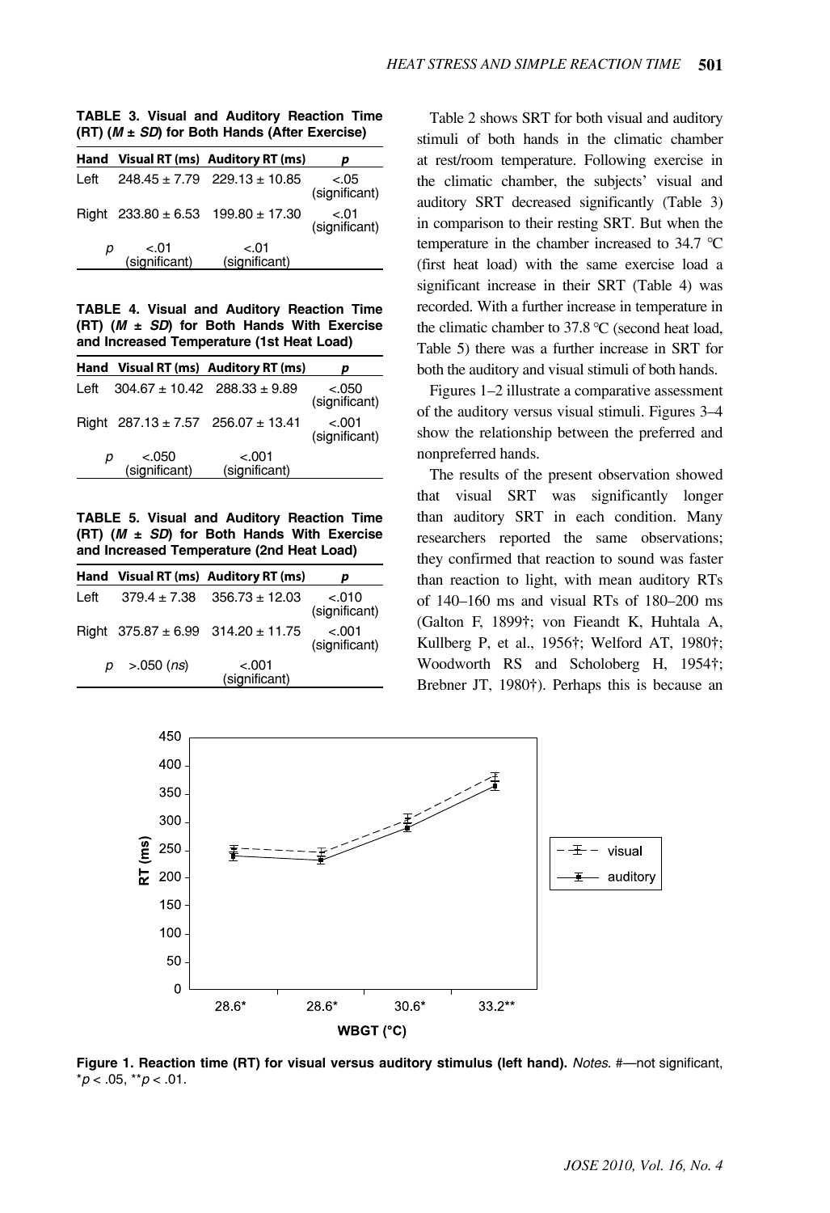**TABLE 3. Visual and Auditory Reaction Time (RT) ($M \pm SD$) for Both Hands (After Exercise)**

| Hand | Visual RT (ms) | Auditory RT (ms) | *p* |
|---|---|---|---|
| Left | 248.45 ± 7.79 | 229.13 ± 10.85 | <.05 (significant) |
| Right | 233.80 ± 6.53 | 199.80 ± 17.30 | <.01 (significant) |
| *p* | <.01 (significant) | <.01 (significant) | |

**TABLE 4. Visual and Auditory Reaction Time (RT) ($M \pm SD$) for Both Hands With Exercise and Increased Temperature (1st Heat Load)**

| Hand | Visual RT (ms) | Auditory RT (ms) | *p* |
|---|---|---|---|
| Left | 304.67 ± 10.42 | 288.33 ± 9.89 | <.050 (significant) |
| Right | 287.13 ± 7.57 | 256.07 ± 13.41 | <.001 (significant) |
| *p* | <.050 (significant) | <.001 (significant) | |

**TABLE 5. Visual and Auditory Reaction Time (RT) ($M \pm SD$) for Both Hands With Exercise and Increased Temperature (2nd Heat Load)**

| Hand | Visual RT (ms) | Auditory RT (ms) | *p* |
|---|---|---|---|
| Left | 379.4 ± 7.38 | 356.73 ± 12.03 | <.010 (significant) |
| Right | 375.87 ± 6.99 | 314.20 ± 11.75 | <.001 (significant) |
| *p* | >.050 (*ns*) | <.001 (significant) | |

Table 2 shows SRT for both visual and auditory stimuli of both hands in the climatic chamber at rest/room temperature. Following exercise in the climatic chamber, the subjects' visual and auditory SRT decreased significantly (Table 3) in comparison to their resting SRT. But when the temperature in the chamber increased to 34.7 °C (first heat load) with the same exercise load a significant increase in their SRT (Table 4) was recorded. With a further increase in temperature in the climatic chamber to 37.8 °C (second heat load, Table 5) there was a further increase in SRT for both the auditory and visual stimuli of both hands.

Figures 1–2 illustrate a comparative assessment of the auditory versus visual stimuli. Figures 3–4 show the relationship between the preferred and nonpreferred hands.

The results of the present observation showed that visual SRT was significantly longer than auditory SRT in each condition. Many researchers reported the same observations; they confirmed that reaction to sound was faster than reaction to light, with mean auditory RTs of 140–160 ms and visual RTs of 180–200 ms (Galton F, 1899†; von Fieandt K, Huhtala A, Kullberg P, et al., 1956†; Welford AT, 1980†; Woodworth RS and Scholoberg H, 1954†; Brebner JT, 1980†). Perhaps this is because an

**Figure 1. Reaction time (RT) for visual versus auditory stimulus (left hand).** *Notes.* #—not significant, $^{*}p < .05$, $^{**}p < .01$.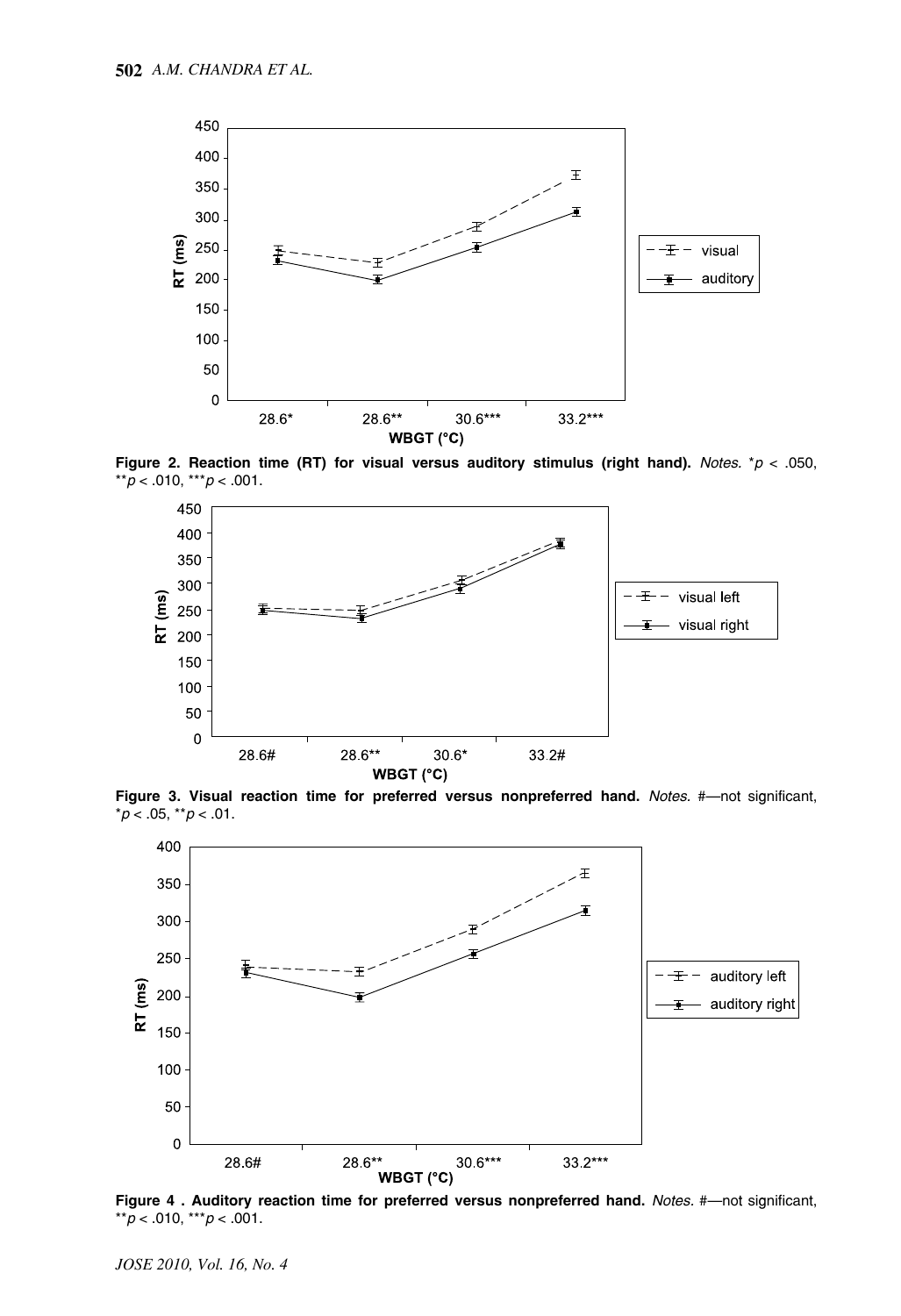**Figure 2. Reaction time (RT) for visual versus auditory stimulus (right hand).** *Notes.* $*p < .050$, $**p < .010$, $***p < .001$.

**Figure 3. Visual reaction time for preferred versus nonpreferred hand.** *Notes.* #—not significant, $*p < .05$, $**p < .01$.

**Figure 4 . Auditory reaction time for preferred versus nonpreferred hand.** *Notes.* #—not significant, $**p < .010$, $***p < .001$.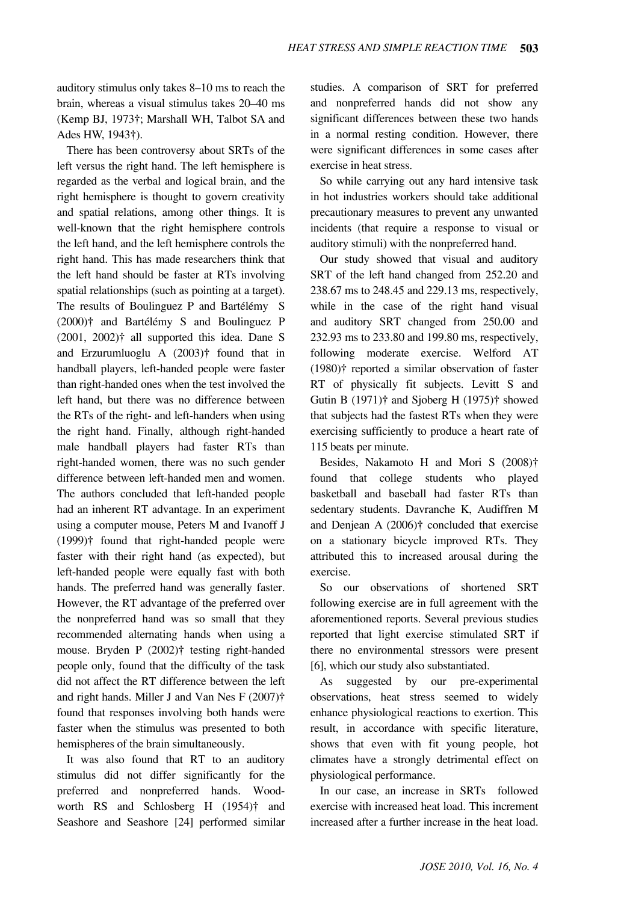auditory stimulus only takes 8–10 ms to reach the brain, whereas a visual stimulus takes 20–40 ms (Kemp BJ, 1973†; Marshall WH, Talbot SA and Ades HW, 1943†).

There has been controversy about SRTs of the left versus the right hand. The left hemisphere is regarded as the verbal and logical brain, and the right hemisphere is thought to govern creativity and spatial relations, among other things. It is well-known that the right hemisphere controls the left hand, and the left hemisphere controls the right hand. This has made researchers think that the left hand should be faster at RTs involving spatial relationships (such as pointing at a target). The results of Boulinguez P and Bartélémy S (2000)† and Bartélémy S and Boulinguez P (2001, 2002)† all supported this idea. Dane S and Erzurumluoglu A (2003)† found that in handball players, left-handed people were faster than right-handed ones when the test involved the left hand, but there was no difference between the RTs of the right- and left-handers when using the right hand. Finally, although right-handed male handball players had faster RTs than right-handed women, there was no such gender difference between left-handed men and women. The authors concluded that left-handed people had an inherent RT advantage. In an experiment using a computer mouse, Peters M and Ivanoff J (1999)† found that right-handed people were faster with their right hand (as expected), but left-handed people were equally fast with both hands. The preferred hand was generally faster. However, the RT advantage of the preferred over the nonpreferred hand was so small that they recommended alternating hands when using a mouse. Bryden P (2002)† testing right-handed people only, found that the difficulty of the task did not affect the RT difference between the left and right hands. Miller J and Van Nes F (2007)† found that responses involving both hands were faster when the stimulus was presented to both hemispheres of the brain simultaneously.

It was also found that RT to an auditory stimulus did not differ significantly for the preferred and nonpreferred hands. Woodworth RS and Schlosberg H (1954)† and Seashore and Seashore [24] performed similar studies. A comparison of SRT for preferred and nonpreferred hands did not show any significant differences between these two hands in a normal resting condition. However, there were significant differences in some cases after exercise in heat stress.

So while carrying out any hard intensive task in hot industries workers should take additional precautionary measures to prevent any unwanted incidents (that require a response to visual or auditory stimuli) with the nonpreferred hand.

Our study showed that visual and auditory SRT of the left hand changed from 252.20 and 238.67 ms to 248.45 and 229.13 ms, respectively, while in the case of the right hand visual and auditory SRT changed from 250.00 and 232.93 ms to 233.80 and 199.80 ms, respectively, following moderate exercise. Welford AT (1980)† reported a similar observation of faster RT of physically fit subjects. Levitt S and Gutin B (1971)† and Sjoberg H (1975)† showed that subjects had the fastest RTs when they were exercising sufficiently to produce a heart rate of 115 beats per minute.

Besides, Nakamoto H and Mori S (2008)† found that college students who played basketball and baseball had faster RTs than sedentary students. Davranche K, Audiffren M and Denjean A (2006)† concluded that exercise on a stationary bicycle improved RTs. They attributed this to increased arousal during the exercise.

So our observations of shortened SRT following exercise are in full agreement with the aforementioned reports. Several previous studies reported that light exercise stimulated SRT if there no environmental stressors were present [6], which our study also substantiated.

As suggested by our pre-experimental observations, heat stress seemed to widely enhance physiological reactions to exertion. This result, in accordance with specific literature, shows that even with fit young people, hot climates have a strongly detrimental effect on physiological performance.

In our case, an increase in SRTs followed exercise with increased heat load. This increment increased after a further increase in the heat load.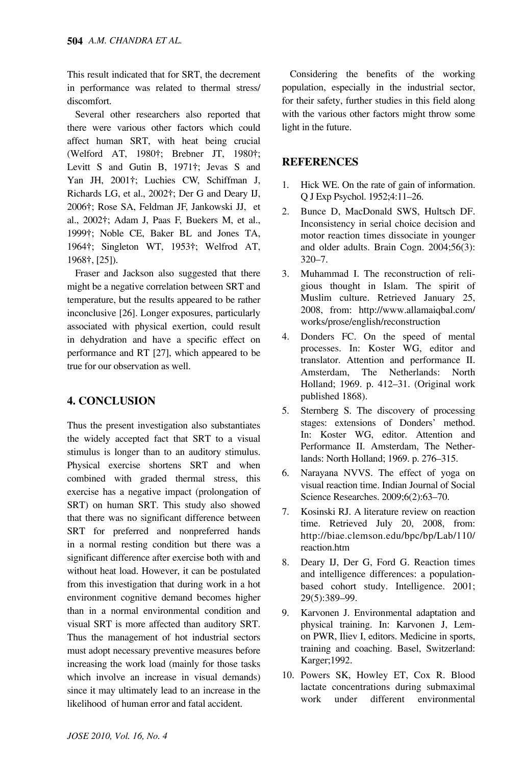This result indicated that for SRT, the decrement in performance was related to thermal stress/ discomfort.

Several other researchers also reported that there were various other factors which could affect human SRT, with heat being crucial (Welford AT, 1980†; Brebner JT, 1980†; Levitt S and Gutin B, 1971†; Jevas S and Yan JH, 2001†; Luchies CW, Schiffman J, Richards LG, et al., 2002†; Der G and Deary IJ, 2006†; Rose SA, Feldman JF, Jankowski JJ, et al., 2002†; Adam J, Paas F, Buekers M, et al., 1999†; Noble CE, Baker BL and Jones TA, 1964†; Singleton WT, 1953†; Welfrod AT, 1968†, [25]).

Fraser and Jackson also suggested that there might be a negative correlation between SRT and temperature, but the results appeared to be rather inconclusive [26]. Longer exposures, particularly associated with physical exertion, could result in dehydration and have a specific effect on performance and RT [27], which appeared to be true for our observation as well.

## 4. CONCLUSION

Thus the present investigation also substantiates the widely accepted fact that SRT to a visual stimulus is longer than to an auditory stimulus. Physical exercise shortens SRT and when combined with graded thermal stress, this exercise has a negative impact (prolongation of SRT) on human SRT. This study also showed that there was no significant difference between SRT for preferred and nonpreferred hands in a normal resting condition but there was a significant difference after exercise both with and without heat load. However, it can be postulated from this investigation that during work in a hot environment cognitive demand becomes higher than in a normal environmental condition and visual SRT is more affected than auditory SRT. Thus the management of hot industrial sectors must adopt necessary preventive measures before increasing the work load (mainly for those tasks which involve an increase in visual demands) since it may ultimately lead to an increase in the likelihood of human error and fatal accident.

Considering the benefits of the working population, especially in the industrial sector, for their safety, further studies in this field along with the various other factors might throw some light in the future.

## REFERENCES

1. Hick WE. On the rate of gain of information. Q J Exp Psychol. 1952;4:11–26.
2. Bunce D, MacDonald SWS, Hultsch DF. Inconsistency in serial choice decision and motor reaction times dissociate in younger and older adults. Brain Cogn. 2004;56(3): 320–7.
3. Muhammad I. The reconstruction of religious thought in Islam. The spirit of Muslim culture. Retrieved January 25, 2008, from: http://www.allamaiqbal.com/works/prose/english/reconstruction
4. Donders FC. On the speed of mental processes. In: Koster WG, editor and translator. Attention and performance II. Amsterdam, The Netherlands: North Holland; 1969. p. 412–31. (Original work published 1868).
5. Sternberg S. The discovery of processing stages: extensions of Donders' method. In: Koster WG, editor. Attention and Performance II. Amsterdam, The Netherlands: North Holland; 1969. p. 276–315.
6. Narayana NVVS. The effect of yoga on visual reaction time. Indian Journal of Social Science Researches. 2009;6(2):63–70.
7. Kosinski RJ. A literature review on reaction time. Retrieved July 20, 2008, from: http://biae.clemson.edu/bpc/bp/Lab/110/reaction.htm
8. Deary IJ, Der G, Ford G. Reaction times and intelligence differences: a population-based cohort study. Intelligence. 2001; 29(5):389–99.
9. Karvonen J. Environmental adaptation and physical training. In: Karvonen J, Lemon PWR, Iliev I, editors. Medicine in sports, training and coaching. Basel, Switzerland: Karger;1992.
10. Powers SK, Howley ET, Cox R. Blood lactate concentrations during submaximal work under different environmental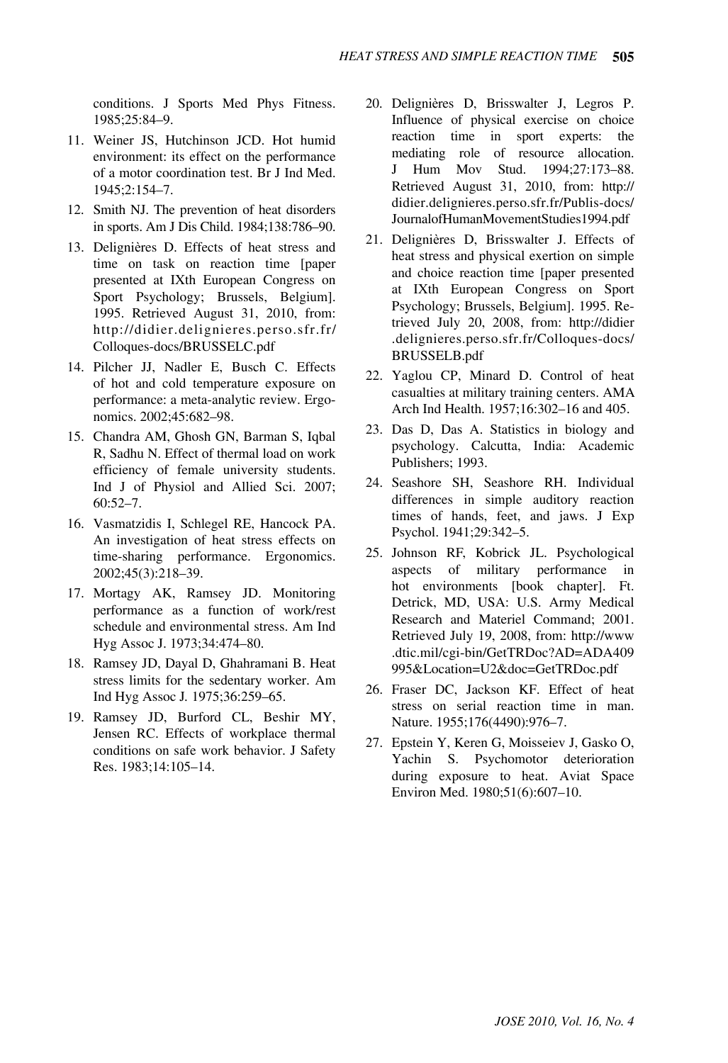conditions. J Sports Med Phys Fitness. 1985;25:84–9.

11. Weiner JS, Hutchinson JCD. Hot humid environment: its effect on the performance of a motor coordination test. Br J Ind Med. 1945;2:154–7.
12. Smith NJ. The prevention of heat disorders in sports. Am J Dis Child. 1984;138:786–90.
13. Delignières D. Effects of heat stress and time on task on reaction time [paper presented at IXth European Congress on Sport Psychology; Brussels, Belgium]. 1995. Retrieved August 31, 2010, from: http://didier.delignieres.perso.sfr.fr/Colloques-docs/BRUSSELC.pdf
14. Pilcher JJ, Nadler E, Busch C. Effects of hot and cold temperature exposure on performance: a meta-analytic review. Ergonomics. 2002;45:682–98.
15. Chandra AM, Ghosh GN, Barman S, Iqbal R, Sadhu N. Effect of thermal load on work efficiency of female university students. Ind J of Physiol and Allied Sci. 2007; 60:52–7.
16. Vasmatzidis I, Schlegel RE, Hancock PA. An investigation of heat stress effects on time-sharing performance. Ergonomics. 2002;45(3):218–39.
17. Mortagy AK, Ramsey JD. Monitoring performance as a function of work/rest schedule and environmental stress. Am Ind Hyg Assoc J. 1973;34:474–80.
18. Ramsey JD, Dayal D, Ghahramani B. Heat stress limits for the sedentary worker. Am Ind Hyg Assoc J. 1975;36:259–65.
19. Ramsey JD, Burford CL, Beshir MY, Jensen RC. Effects of workplace thermal conditions on safe work behavior. J Safety Res. 1983;14:105–14.
20. Delignières D, Brisswalter J, Legros P. Influence of physical exercise on choice reaction time in sport experts: the mediating role of resource allocation. J Hum Mov Stud. 1994;27:173–88. Retrieved August 31, 2010, from: http://didier.delignieres.perso.sfr.fr/Publis-docs/JournalofHumanMovementStudies1994.pdf
21. Delignières D, Brisswalter J. Effects of heat stress and physical exertion on simple and choice reaction time [paper presented at IXth European Congress on Sport Psychology; Brussels, Belgium]. 1995. Retrieved July 20, 2008, from: http://didier.delignieres.perso.sfr.fr/Colloques-docs/BRUSSELB.pdf
22. Yaglou CP, Minard D. Control of heat casualties at military training centers. AMA Arch Ind Health. 1957;16:302–16 and 405.
23. Das D, Das A. Statistics in biology and psychology. Calcutta, India: Academic Publishers; 1993.
24. Seashore SH, Seashore RH. Individual differences in simple auditory reaction times of hands, feet, and jaws. J Exp Psychol. 1941;29:342–5.
25. Johnson RF, Kobrick JL. Psychological aspects of military performance in hot environments [book chapter]. Ft. Detrick, MD, USA: U.S. Army Medical Research and Materiel Command; 2001. Retrieved July 19, 2008, from: http://www.dtic.mil/cgi-bin/GetTRDoc?AD=ADA409995&Location=U2&doc=GetTRDoc.pdf
26. Fraser DC, Jackson KF. Effect of heat stress on serial reaction time in man. Nature. 1955;176(4490):976–7.
27. Epstein Y, Keren G, Moisseiev J, Gasko O, Yachin S. Psychomotor deterioration during exposure to heat. Aviat Space Environ Med. 1980;51(6):607–10.